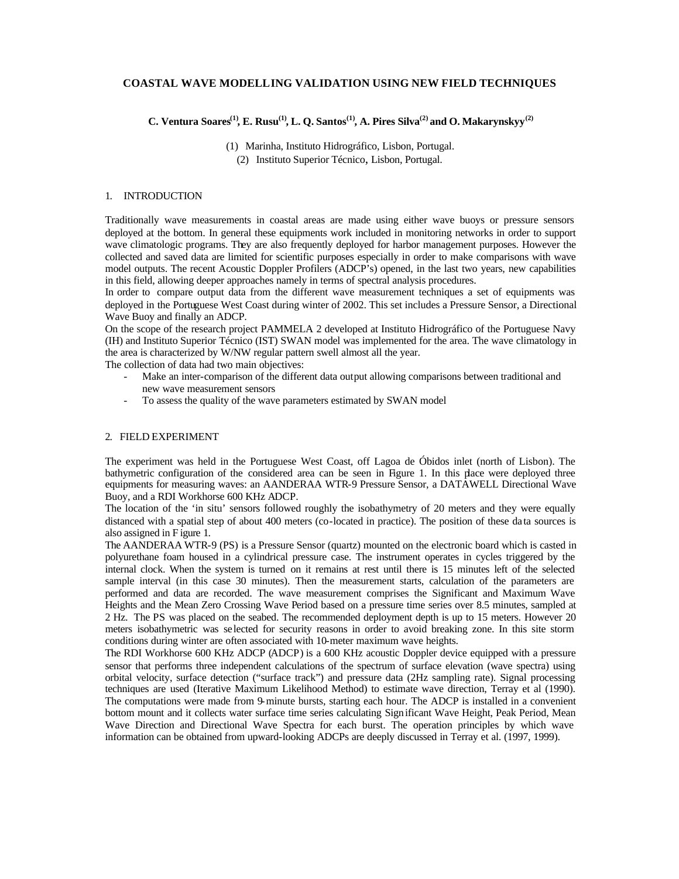# COASTAL WAVE MODELLING VALIDATION USING NEW FIELD TECHNIQUES

**C. Ventura Soares[1], E. Rusu[1], L. Q. Santos[1], A. Pires Silva[2] and O. Makarynskyy[2]**

(1) Marinha, Instituto Hidrográfico, Lisbon, Portugal.
(2) Instituto Superior Técnico, Lisbon, Portugal.

## 1. INTRODUCTION

Traditionally wave measurements in coastal areas are made using either wave buoys or pressure sensors deployed at the bottom. In general these equipments work included in monitoring networks in order to support wave climatologic programs. They are also frequently deployed for harbor management purposes. However the collected and saved data are limited for scientific purposes especially in order to make comparisons with wave model outputs. The recent Acoustic Doppler Profilers (ADCP's) opened, in the last two years, new capabilities in this field, allowing deeper approaches namely in terms of spectral analysis procedures.

In order to compare output data from the different wave measurement techniques a set of equipments was deployed in the Portuguese West Coast during winter of 2002. This set includes a Pressure Sensor, a Directional Wave Buoy and finally an ADCP.

On the scope of the research project PAMMELA 2 developed at Instituto Hidrográfico of the Portuguese Navy (IH) and Instituto Superior Técnico (IST) SWAN model was implemented for the area. The wave climatology in the area is characterized by W/NW regular pattern swell almost all the year.

The collection of data had two main objectives:

- Make an inter-comparison of the different data output allowing comparisons between traditional and new wave measurement sensors
- To assess the quality of the wave parameters estimated by SWAN model

## 2. FIELD EXPERIMENT

The experiment was held in the Portuguese West Coast, off Lagoa de Óbidos inlet (north of Lisbon). The bathymetric configuration of the considered area can be seen in Figure 1. In this place were deployed three equipments for measuring waves: an AANDERAA WTR-9 Pressure Sensor, a DATAWELL Directional Wave Buoy, and a RDI Workhorse 600 KHz ADCP.

The location of the 'in situ' sensors followed roughly the isobathymetry of 20 meters and they were equally distanced with a spatial step of about 400 meters (co-located in practice). The position of these data sources is also assigned in Figure 1.

The AANDERAA WTR-9 (PS) is a Pressure Sensor (quartz) mounted on the electronic board which is casted in polyurethane foam housed in a cylindrical pressure case. The instrument operates in cycles triggered by the internal clock. When the system is turned on it remains at rest until there is 15 minutes left of the selected sample interval (in this case 30 minutes). Then the measurement starts, calculation of the parameters are performed and data are recorded. The wave measurement comprises the Significant and Maximum Wave Heights and the Mean Zero Crossing Wave Period based on a pressure time series over 8.5 minutes, sampled at 2 Hz. The PS was placed on the seabed. The recommended deployment depth is up to 15 meters. However 20 meters isobathymetric was selected for security reasons in order to avoid breaking zone. In this site storm conditions during winter are often associated with 10-meter maximum wave heights.

The RDI Workhorse 600 KHz ADCP (ADCP) is a 600 KHz acoustic Doppler device equipped with a pressure sensor that performs three independent calculations of the spectrum of surface elevation (wave spectra) using orbital velocity, surface detection ("surface track") and pressure data (2Hz sampling rate). Signal processing techniques are used (Iterative Maximum Likelihood Method) to estimate wave direction, Terray et al (1990). The computations were made from 9-minute bursts, starting each hour. The ADCP is installed in a convenient bottom mount and it collects water surface time series calculating Significant Wave Height, Peak Period, Mean Wave Direction and Directional Wave Spectra for each burst. The operation principles by which wave information can be obtained from upward-looking ADCPs are deeply discussed in Terray et al. (1997, 1999).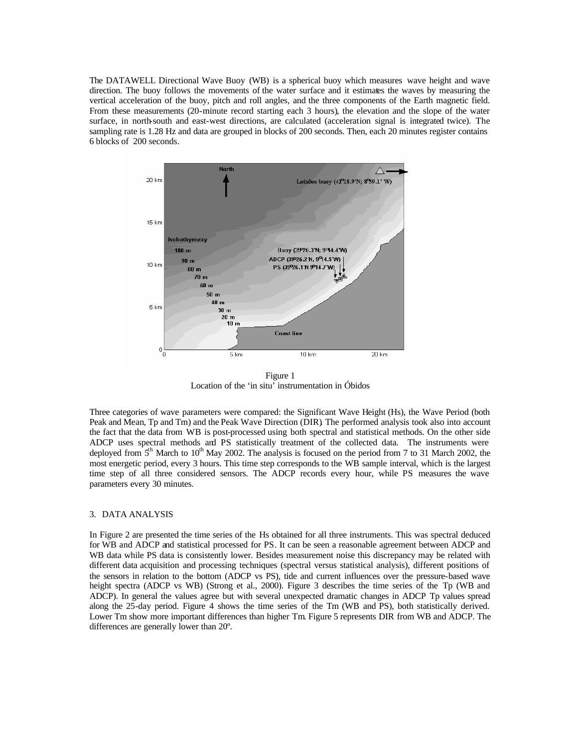The DATAWELL Directional Wave Buoy (WB) is a spherical buoy which measures wave height and wave direction. The buoy follows the movements of the water surface and it estimates the waves by measuring the vertical acceleration of the buoy, pitch and roll angles, and the three components of the Earth magnetic field. From these measurements (20-minute record starting each 3 hours), the elevation and the slope of the water surface, in north-south and east-west directions, are calculated (acceleration signal is integrated twice). The sampling rate is 1.28 Hz and data are grouped in blocks of 200 seconds. Then, each 20 minutes register contains 6 blocks of 200 seconds.

Figure 1
Location of the 'in situ' instrumentation in Óbidos

Three categories of wave parameters were compared: the Significant Wave Height (Hs), the Wave Period (both Peak and Mean, Tp and Tm) and the Peak Wave Direction (DIR). The performed analysis took also into account the fact that the data from WB is post-processed using both spectral and statistical methods. On the other side ADCP uses spectral methods and PS statistically treatment of the collected data. The instruments were deployed from 5[th] March to 10[th] May 2002. The analysis is focused on the period from 7 to 31 March 2002, the most energetic period, every 3 hours. This time step corresponds to the WB sample interval, which is the largest time step of all three considered sensors. The ADCP records every hour, while PS measures the wave parameters every 30 minutes.

## 3. DATA ANALYSIS

In Figure 2 are presented the time series of the Hs obtained for all three instruments. This was spectral deduced for WB and ADCP and statistical processed for PS. It can be seen a reasonable agreement between ADCP and WB data while PS data is consistently lower. Besides measurement noise this discrepancy may be related with different data acquisition and processing techniques (spectral versus statistical analysis), different positions of the sensors in relation to the bottom (ADCP vs PS), tide and current influences over the pressure-based wave height spectra (ADCP vs WB) (Strong et al., 2000). Figure 3 describes the time series of the Tp (WB and ADCP). In general the values agree but with several unexpected dramatic changes in ADCP Tp values spread along the 25-day period. Figure 4 shows the time series of the Tm (WB and PS), both statistically derived. Lower Tm show more important differences than higher Tm. Figure 5 represents DIR from WB and ADCP. The differences are generally lower than 20º.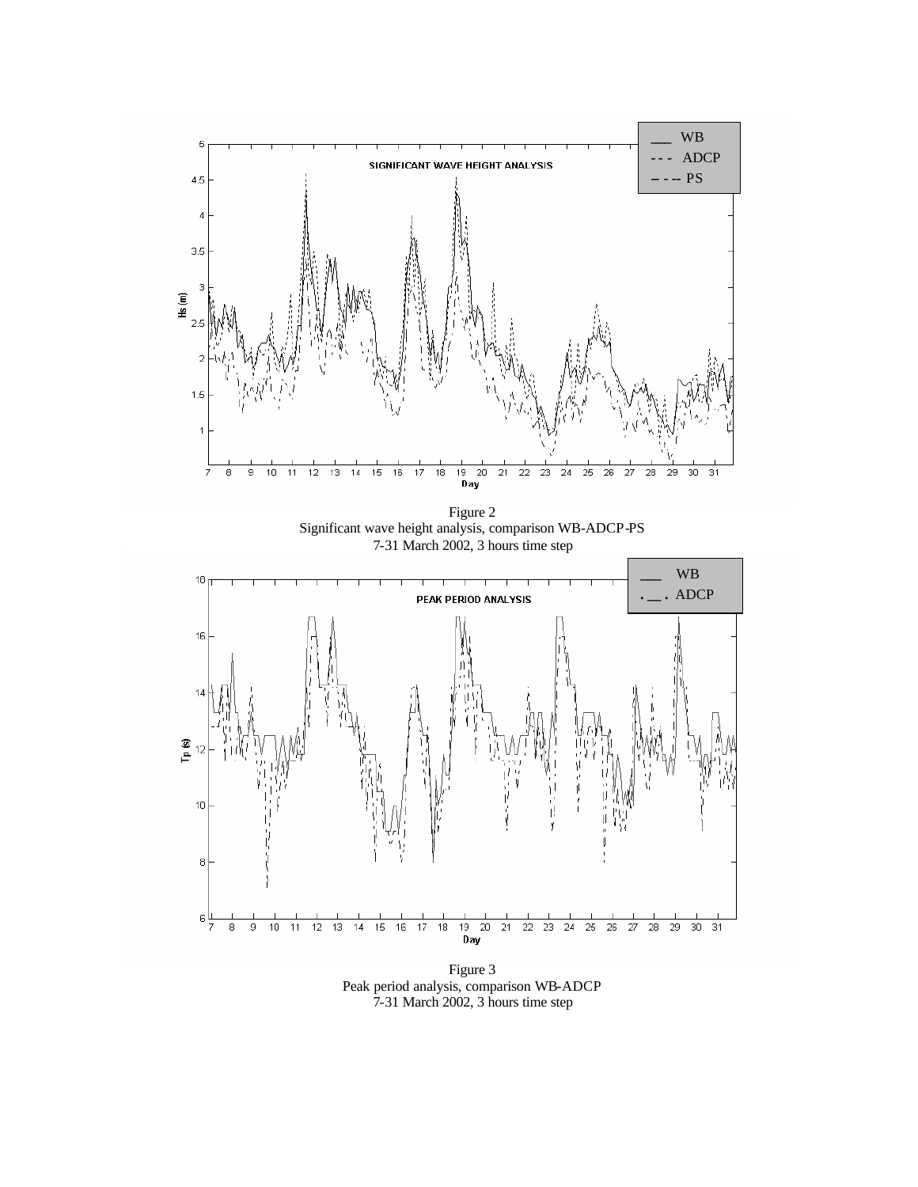Figure 2
Significant wave height analysis, comparison WB-ADCP-PS
7-31 March 2002, 3 hours time step

Figure 3
Peak period analysis, comparison WB-ADCP
7-31 March 2002, 3 hours time step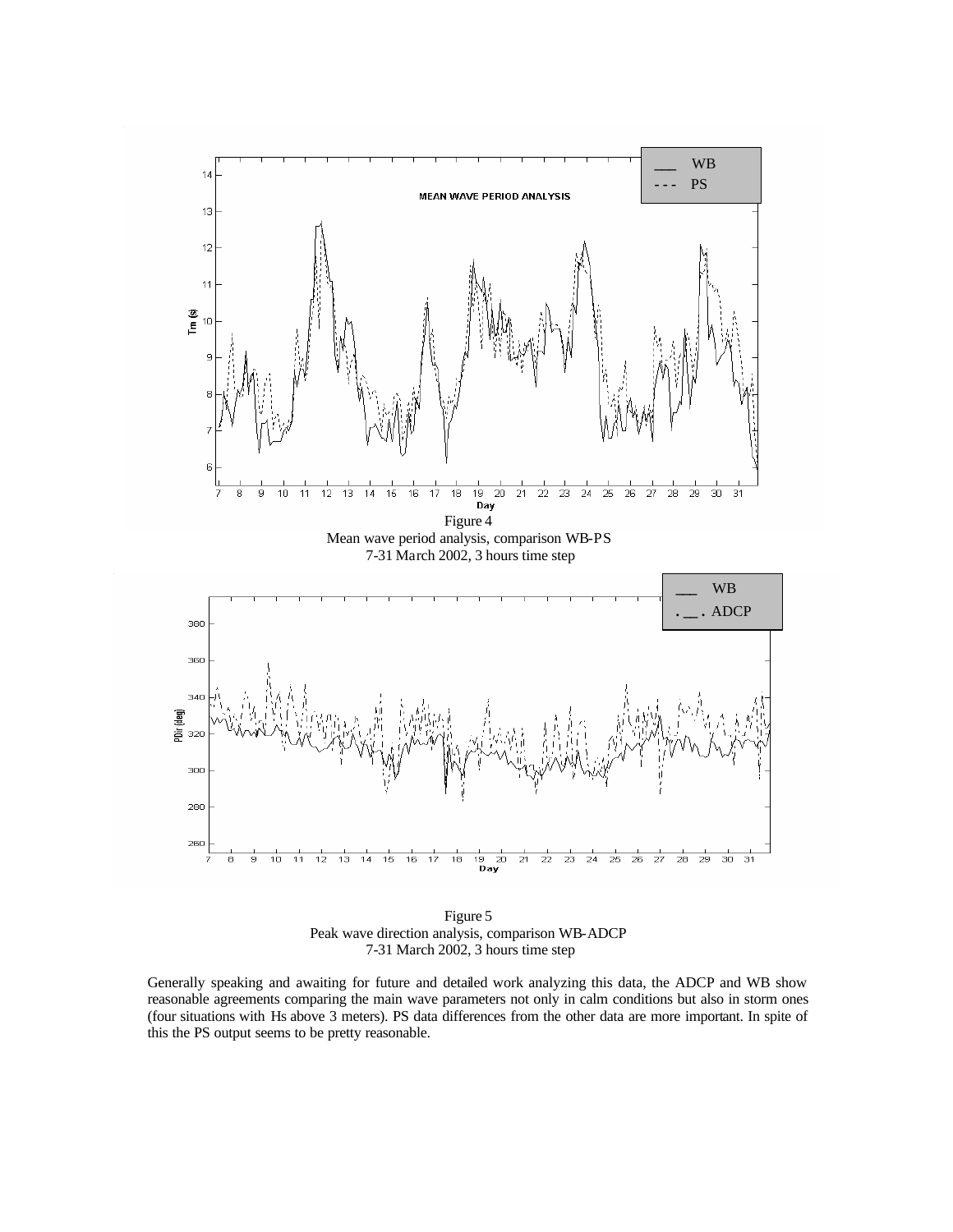Figure 4
Mean wave period analysis, comparison WB-PS
7-31 March 2002, 3 hours time step

Figure 5
Peak wave direction analysis, comparison WB-ADCP
7-31 March 2002, 3 hours time step

Generally speaking and awaiting for future and detailed work analyzing this data, the ADCP and WB show reasonable agreements comparing the main wave parameters not only in calm conditions but also in storm ones (four situations with Hs above 3 meters). PS data differences from the other data are more important. In spite of this the PS output seems to be pretty reasonable.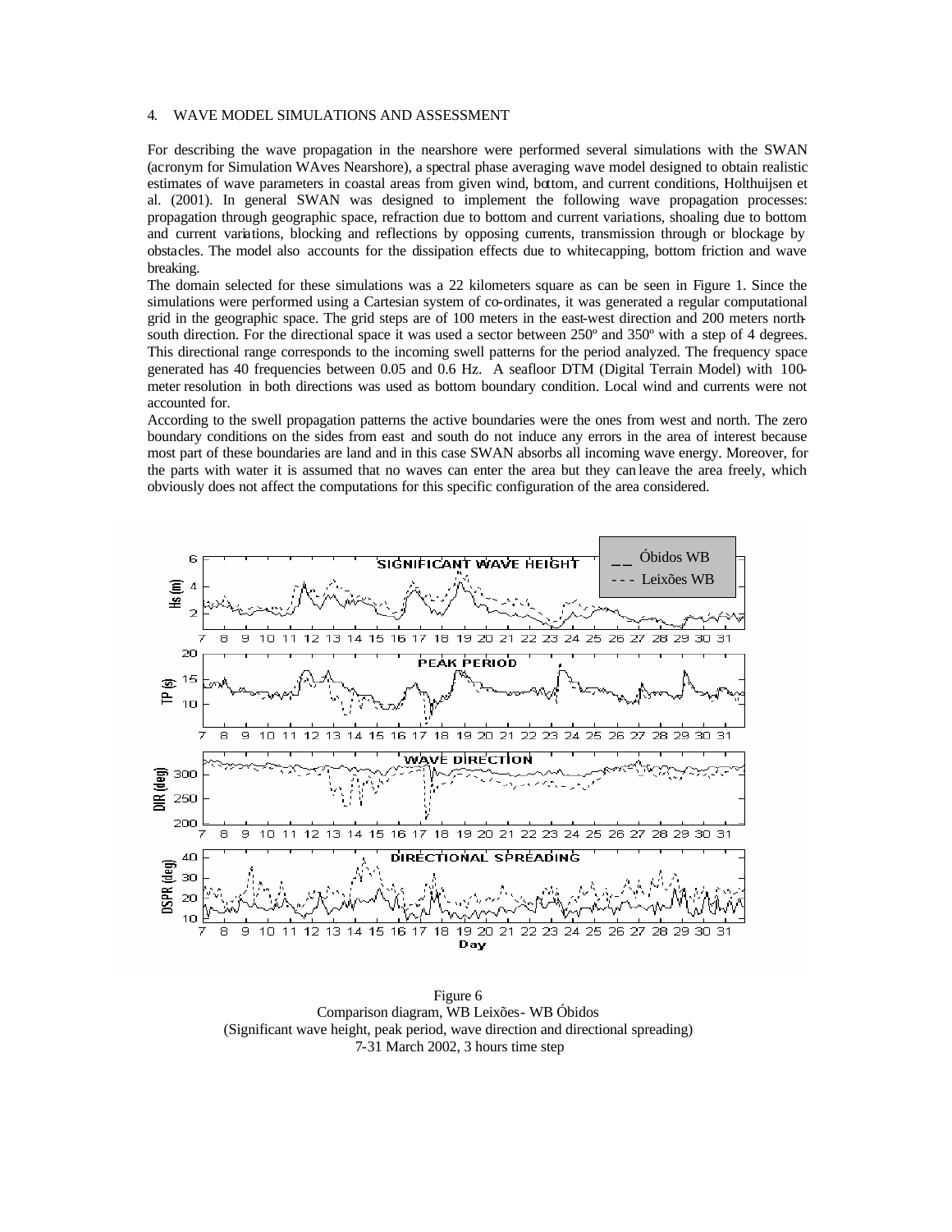## 4. WAVE MODEL SIMULATIONS AND ASSESSMENT

For describing the wave propagation in the nearshore were performed several simulations with the SWAN (acronym for Simulation WAves Nearshore), a spectral phase averaging wave model designed to obtain realistic estimates of wave parameters in coastal areas from given wind, bottom, and current conditions, Holthuijsen et al. (2001). In general SWAN was designed to implement the following wave propagation processes: propagation through geographic space, refraction due to bottom and current variations, shoaling due to bottom and current variations, blocking and reflections by opposing currents, transmission through or blockage by obstacles. The model also accounts for the dissipation effects due to whitecapping, bottom friction and wave breaking.

The domain selected for these simulations was a 22 kilometers square as can be seen in Figure 1. Since the simulations were performed using a Cartesian system of co-ordinates, it was generated a regular computational grid in the geographic space. The grid steps are of 100 meters in the east-west direction and 200 meters north-south direction. For the directional space it was used a sector between 250º and 350º with a step of 4 degrees. This directional range corresponds to the incoming swell patterns for the period analyzed. The frequency space generated has 40 frequencies between 0.05 and 0.6 Hz. A seafloor DTM (Digital Terrain Model) with 100-meter resolution in both directions was used as bottom boundary condition. Local wind and currents were not accounted for.

According to the swell propagation patterns the active boundaries were the ones from west and north. The zero boundary conditions on the sides from east and south do not induce any errors in the area of interest because most part of these boundaries are land and in this case SWAN absorbs all incoming wave energy. Moreover, for the parts with water it is assumed that no waves can enter the area but they can leave the area freely, which obviously does not affect the computations for this specific configuration of the area considered.

Figure 6
Comparison diagram, WB Leixões - WB Óbidos
(Significant wave height, peak period, wave direction and directional spreading)
7-31 March 2002, 3 hours time step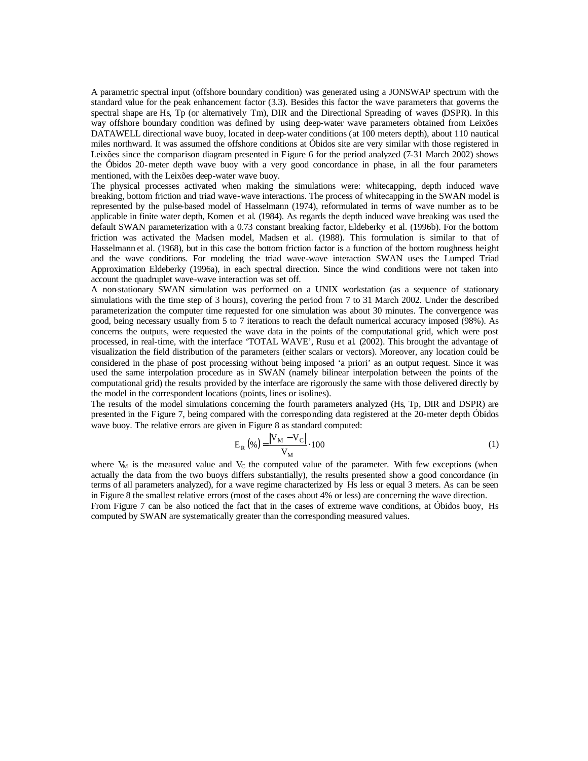A parametric spectral input (offshore boundary condition) was generated using a JONSWAP spectrum with the standard value for the peak enhancement factor (3.3). Besides this factor the wave parameters that governs the spectral shape are Hs, Tp (or alternatively Tm), DIR and the Directional Spreading of waves (DSPR). In this way offshore boundary condition was defined by using deep-water wave parameters obtained from Leixões DATAWELL directional wave buoy, located in deep-water conditions (at 100 meters depth), about 110 nautical miles northward. It was assumed the offshore conditions at Óbidos site are very similar with those registered in Leixões since the comparison diagram presented in Figure 6 for the period analyzed (7-31 March 2002) shows the Óbidos 20-meter depth wave buoy with a very good concordance in phase, in all the four parameters mentioned, with the Leixões deep-water wave buoy.

The physical processes activated when making the simulations were: whitecapping, depth induced wave breaking, bottom friction and triad wave-wave interactions. The process of whitecapping in the SWAN model is represented by the pulse-based model of Hasselmann (1974), reformulated in terms of wave number as to be applicable in finite water depth, Komen et al. (1984). As regards the depth induced wave breaking was used the default SWAN parameterization with a 0.73 constant breaking factor, Eldeberky et al. (1996b). For the bottom friction was activated the Madsen model, Madsen et al. (1988). This formulation is similar to that of Hasselmann et al. (1968), but in this case the bottom friction factor is a function of the bottom roughness height and the wave conditions. For modeling the triad wave-wave interaction SWAN uses the Lumped Triad Approximation Eldeberky (1996a), in each spectral direction. Since the wind conditions were not taken into account the quadruplet wave-wave interaction was set off.

A non-stationary SWAN simulation was performed on a UNIX workstation (as a sequence of stationary simulations with the time step of 3 hours), covering the period from 7 to 31 March 2002. Under the described parameterization the computer time requested for one simulation was about 30 minutes. The convergence was good, being necessary usually from 5 to 7 iterations to reach the default numerical accuracy imposed (98%). As concerns the outputs, were requested the wave data in the points of the computational grid, which were post processed, in real-time, with the interface 'TOTAL WAVE', Rusu et al. (2002). This brought the advantage of visualization the field distribution of the parameters (either scalars or vectors). Moreover, any location could be considered in the phase of post processing without being imposed 'a priori' as an output request. Since it was used the same interpolation procedure as in SWAN (namely bilinear interpolation between the points of the computational grid) the results provided by the interface are rigorously the same with those delivered directly by the model in the correspondent locations (points, lines or isolines).

The results of the model simulations concerning the fourth parameters analyzed (Hs, Tp, DIR and DSPR) are presented in the Figure 7, being compared with the corresponding data registered at the 20-meter depth Óbidos wave buoy. The relative errors are given in Figure 8 as standard computed:

$$E_R(\%) = \frac{|V_M - V_C|}{V_M} \cdot 100 \qquad (1)$$

where $V_M$ is the measured value and $V_C$ the computed value of the parameter. With few exceptions (when actually the data from the two buoys differs substantially), the results presented show a good concordance (in terms of all parameters analyzed), for a wave regime characterized by Hs less or equal 3 meters. As can be seen in Figure 8 the smallest relative errors (most of the cases about 4% or less) are concerning the wave direction.

From Figure 7 can be also noticed the fact that in the cases of extreme wave conditions, at Óbidos buoy, Hs computed by SWAN are systematically greater than the corresponding measured values.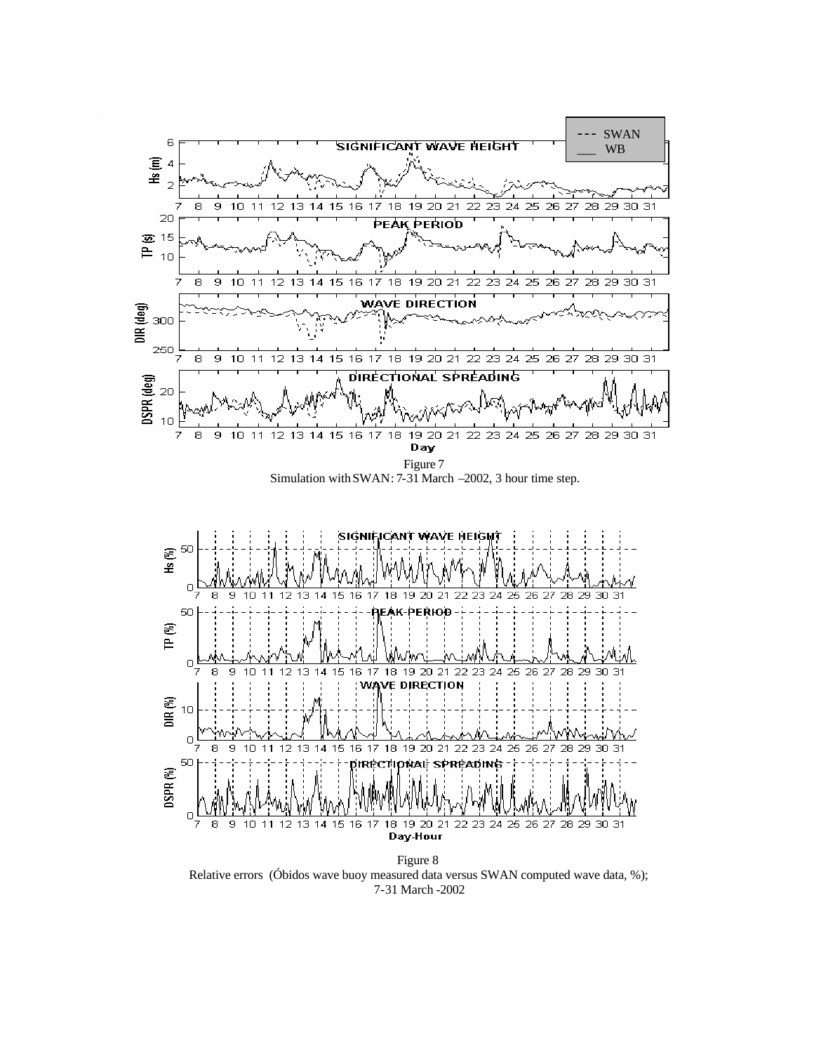Figure 7
Simulation with SWAN: 7-31 March –2002, 3 hour time step.

Figure 8
Relative errors (Óbidos wave buoy measured data versus SWAN computed wave data, %); 7-31 March -2002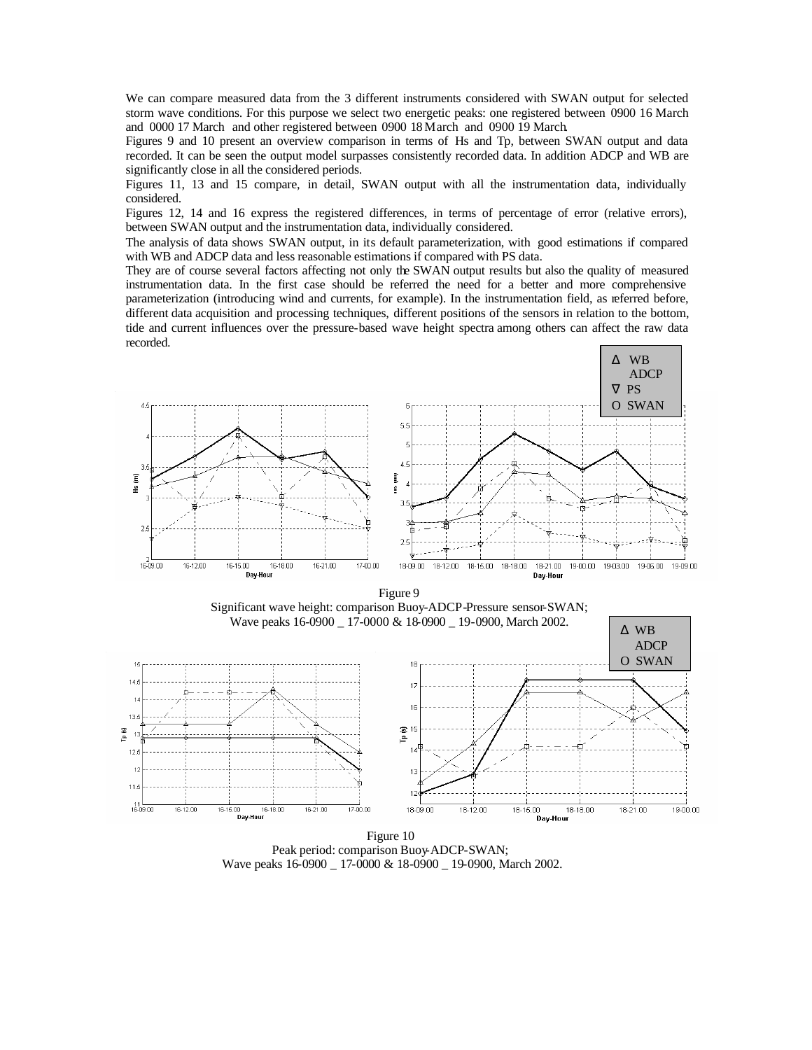We can compare measured data from the 3 different instruments considered with SWAN output for selected storm wave conditions. For this purpose we select two energetic peaks: one registered between 0900 16 March and 0000 17 March and other registered between 0900 18 March and 0900 19 March.

Figures 9 and 10 present an overview comparison in terms of Hs and Tp, between SWAN output and data recorded. It can be seen the output model surpasses consistently recorded data. In addition ADCP and WB are significantly close in all the considered periods.

Figures 11, 13 and 15 compare, in detail, SWAN output with all the instrumentation data, individually considered.

Figures 12, 14 and 16 express the registered differences, in terms of percentage of error (relative errors), between SWAN output and the instrumentation data, individually considered.

The analysis of data shows SWAN output, in its default parameterization, with good estimations if compared with WB and ADCP data and less reasonable estimations if compared with PS data.

They are of course several factors affecting not only the SWAN output results but also the quality of measured instrumentation data. In the first case should be referred the need for a better and more comprehensive parameterization (introducing wind and currents, for example). In the instrumentation field, as referred before, different data acquisition and processing techniques, different positions of the sensors in relation to the bottom, tide and current influences over the pressure-based wave height spectra among others can affect the raw data recorded.

Figure 9
Significant wave height: comparison Buoy-ADCP-Pressure sensor-SWAN;
Wave peaks 16-0900 _ 17-0000 & 18-0900 _ 19-0900, March 2002.

Figure 10
Peak period: comparison Buoy-ADCP-SWAN;
Wave peaks 16-0900 _ 17-0000 & 18-0900 _ 19-0900, March 2002.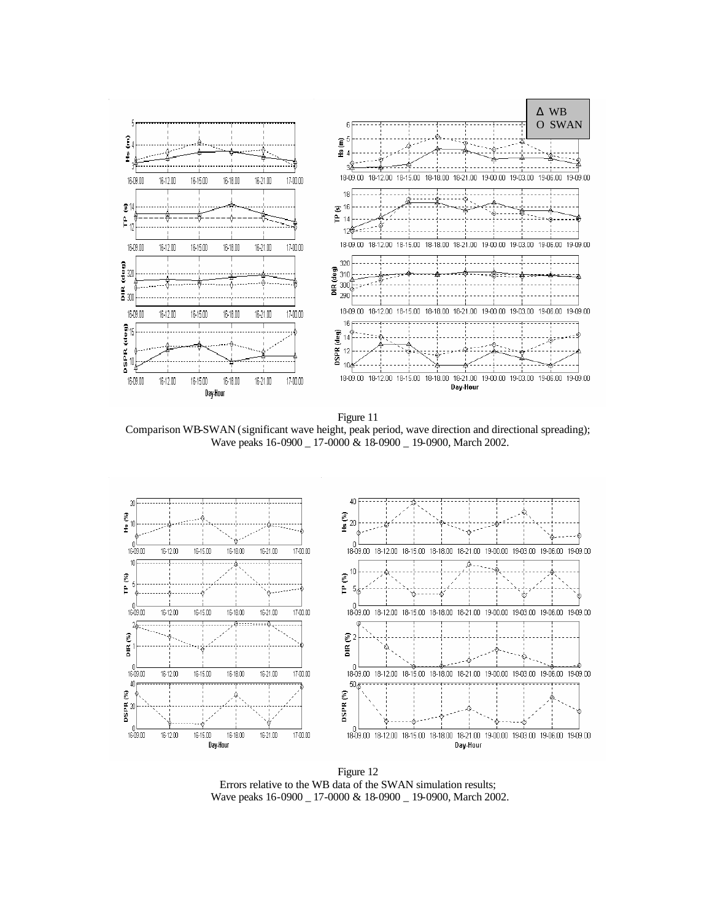Figure 11
Comparison WB-SWAN (significant wave height, peak period, wave direction and directional spreading); Wave peaks 16-0900 _ 17-0000 & 18-0900 _ 19-0900, March 2002.

Figure 12
Errors relative to the WB data of the SWAN simulation results; Wave peaks 16-0900 _ 17-0000 & 18-0900 _ 19-0900, March 2002.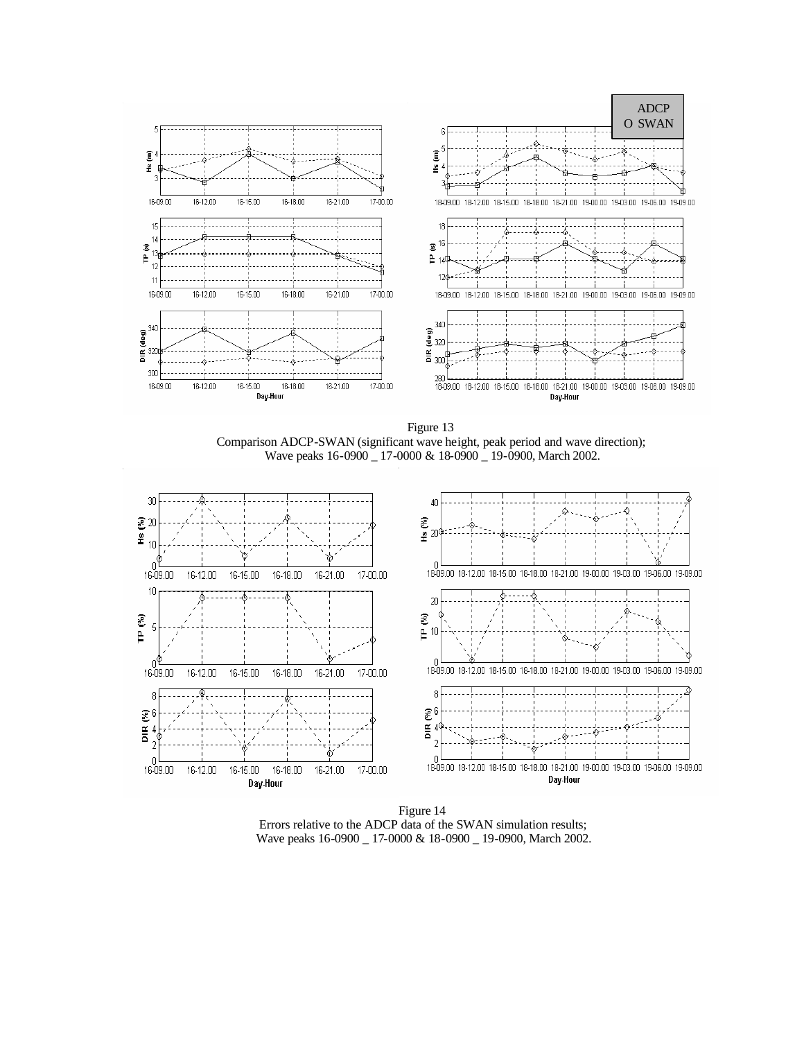Figure 13
Comparison ADCP-SWAN (significant wave height, peak period and wave direction);
Wave peaks 16-0900 _ 17-0000 & 18-0900 _ 19-0900, March 2002.

Figure 14
Errors relative to the ADCP data of the SWAN simulation results;
Wave peaks 16-0900 _ 17-0000 & 18-0900 _ 19-0900, March 2002.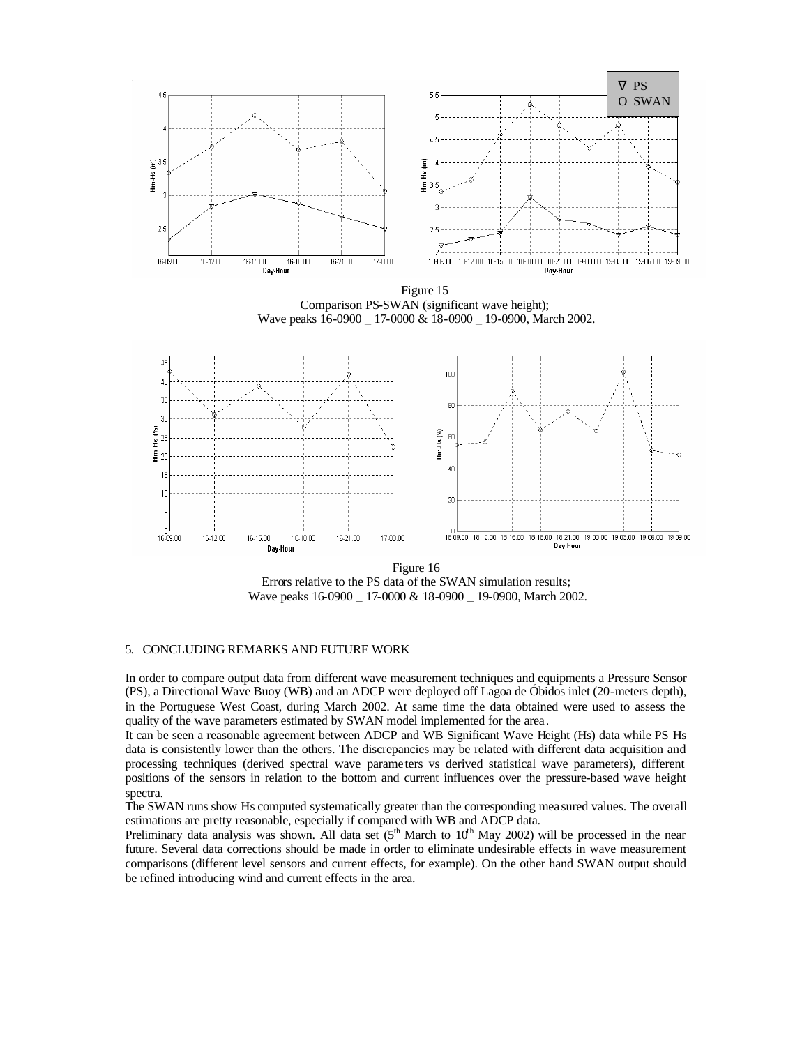Figure 15
Comparison PS-SWAN (significant wave height);
Wave peaks 16-0900 _ 17-0000 & 18-0900 _ 19-0900, March 2002.

Figure 16
Errors relative to the PS data of the SWAN simulation results;
Wave peaks 16-0900 _ 17-0000 & 18-0900 _ 19-0900, March 2002.

## 5. CONCLUDING REMARKS AND FUTURE WORK

In order to compare output data from different wave measurement techniques and equipments a Pressure Sensor (PS), a Directional Wave Buoy (WB) and an ADCP were deployed off Lagoa de Óbidos inlet (20-meters depth), in the Portuguese West Coast, during March 2002. At same time the data obtained were used to assess the quality of the wave parameters estimated by SWAN model implemented for the area.

It can be seen a reasonable agreement between ADCP and WB Significant Wave Height (Hs) data while PS Hs data is consistently lower than the others. The discrepancies may be related with different data acquisition and processing techniques (derived spectral wave parameters vs derived statistical wave parameters), different positions of the sensors in relation to the bottom and current influences over the pressure-based wave height spectra.

The SWAN runs show Hs computed systematically greater than the corresponding measured values. The overall estimations are pretty reasonable, especially if compared with WB and ADCP data.

Preliminary data analysis was shown. All data set (5th March to 10th May 2002) will be processed in the near future. Several data corrections should be made in order to eliminate undesirable effects in wave measurement comparisons (different level sensors and current effects, for example). On the other hand SWAN output should be refined introducing wind and current effects in the area.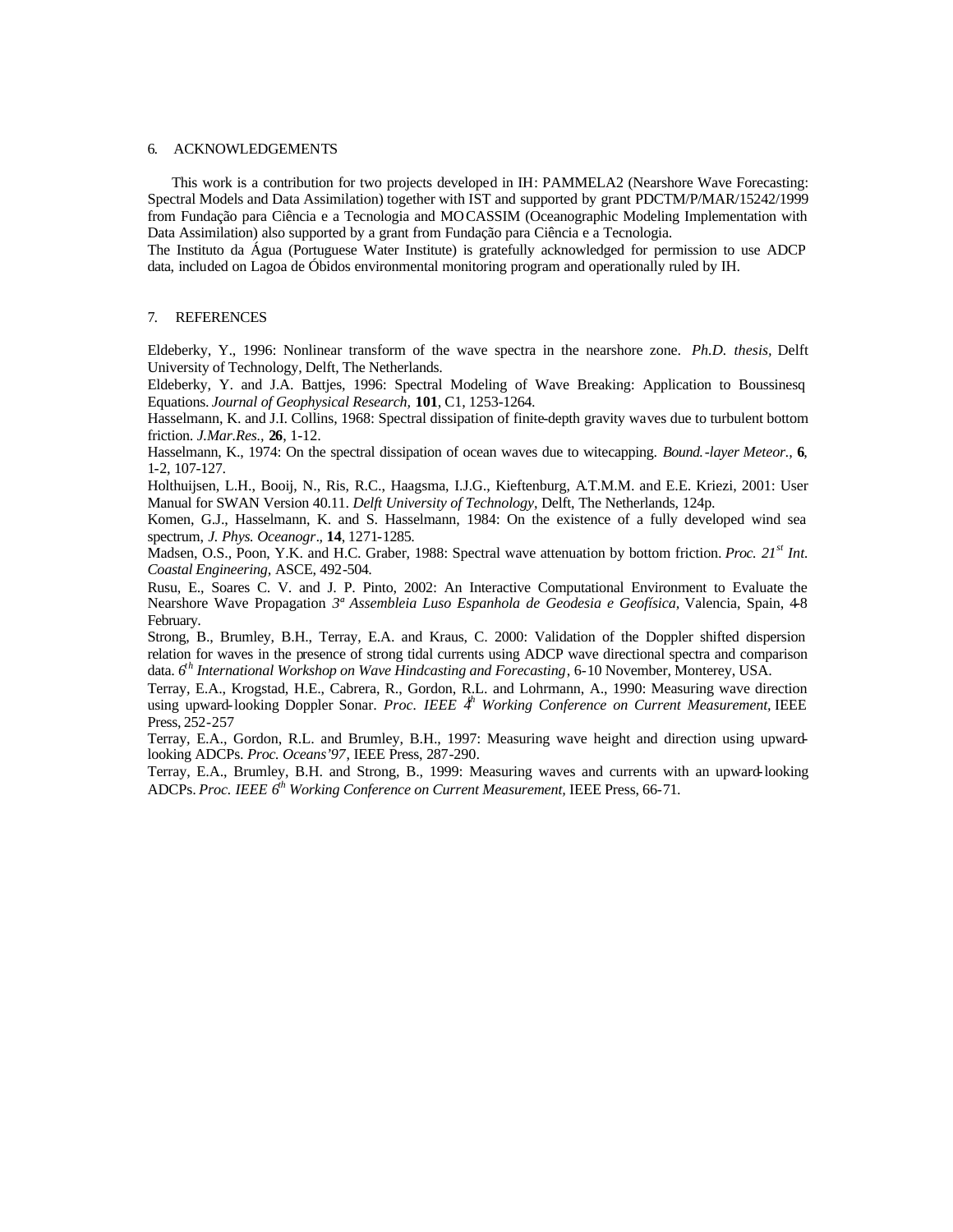## 6. ACKNOWLEDGEMENTS

This work is a contribution for two projects developed in IH: PAMMELA2 (Nearshore Wave Forecasting: Spectral Models and Data Assimilation) together with IST and supported by grant PDCTM/P/MAR/15242/1999 from Fundação para Ciência e a Tecnologia and MOCASSIM (Oceanographic Modeling Implementation with Data Assimilation) also supported by a grant from Fundação para Ciência e a Tecnologia.
The Instituto da Água (Portuguese Water Institute) is gratefully acknowledged for permission to use ADCP data, included on Lagoa de Óbidos environmental monitoring program and operationally ruled by IH.

## 7. REFERENCES

Eldeberky, Y., 1996: Nonlinear transform of the wave spectra in the nearshore zone. *Ph.D. thesis*, Delft University of Technology, Delft, The Netherlands.

Eldeberky, Y. and J.A. Battjes, 1996: Spectral Modeling of Wave Breaking: Application to Boussinesq Equations. *Journal of Geophysical Research,* **101**, C1, 1253-1264.

Hasselmann, K. and J.I. Collins, 1968: Spectral dissipation of finite-depth gravity waves due to turbulent bottom friction. *J.Mar.Res.,* **26**, 1-12.

Hasselmann, K., 1974: On the spectral dissipation of ocean waves due to witecapping. *Bound.-layer Meteor.,* **6**, 1-2, 107-127.

Holthuijsen, L.H., Booij, N., Ris, R.C., Haagsma, I.J.G., Kieftenburg, A.T.M.M. and E.E. Kriezi, 2001: User Manual for SWAN Version 40.11. *Delft University of Technology*, Delft, The Netherlands, 124p.

Komen, G.J., Hasselmann, K. and S. Hasselmann, 1984: On the existence of a fully developed wind sea spectrum, *J. Phys. Oceanogr*., **14**, 1271-1285.

Madsen, O.S., Poon, Y.K. and H.C. Graber, 1988: Spectral wave attenuation by bottom friction. *Proc. 21st Int. Coastal Engineering,* ASCE, 492-504.

Rusu, E., Soares C. V. and J. P. Pinto, 2002: An Interactive Computational Environment to Evaluate the Nearshore Wave Propagation *3ª Assembleia Luso Espanhola de Geodesia e Geofísica,* Valencia, Spain, 4-8 February.

Strong, B., Brumley, B.H., Terray, E.A. and Kraus, C. 2000: Validation of the Doppler shifted dispersion relation for waves in the presence of strong tidal currents using ADCP wave directional spectra and comparison data. *6th International Workshop on Wave Hindcasting and Forecasting*, 6-10 November, Monterey, USA.

Terray, E.A., Krogstad, H.E., Cabrera, R., Gordon, R.L. and Lohrmann, A., 1990: Measuring wave direction using upward-looking Doppler Sonar. *Proc. IEEE 4th Working Conference on Current Measurement,* IEEE Press, 252-257

Terray, E.A., Gordon, R.L. and Brumley, B.H., 1997: Measuring wave height and direction using upward-looking ADCPs. *Proc. Oceans'97*, IEEE Press, 287-290.

Terray, E.A., Brumley, B.H. and Strong, B., 1999: Measuring waves and currents with an upward-looking ADCPs. *Proc. IEEE 6th Working Conference on Current Measurement,* IEEE Press, 66-71.